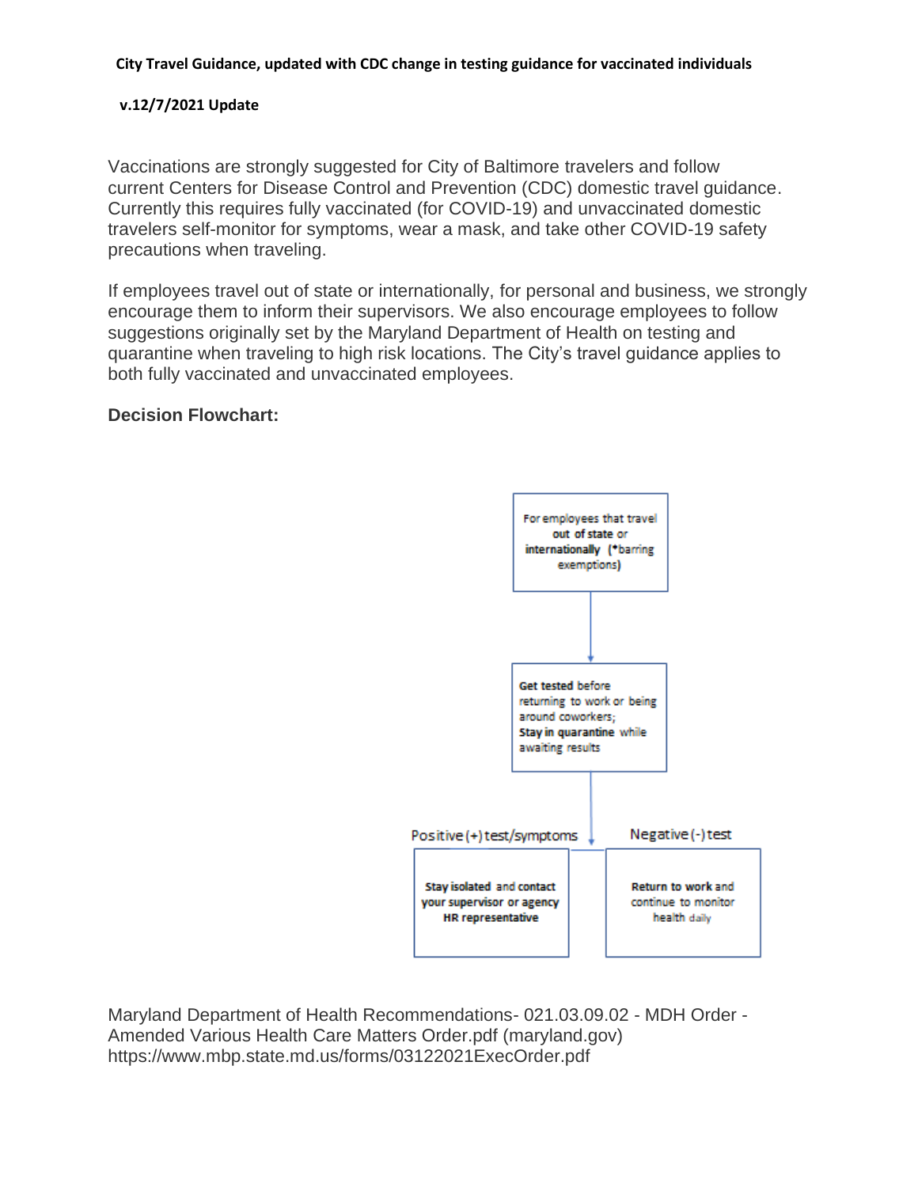**City Travel Guidance, updated with CDC change in testing guidance for vaccinated individuals**

**v.12/7/2021 Update**

Vaccinations are strongly suggested for City of Baltimore travelers and follow current Centers for Disease Control and Prevention (CDC) domestic travel guidance. Currently this requires fully vaccinated (for COVID-19) and unvaccinated domestic travelers self-monitor for symptoms, wear a mask, and take other COVID-19 safety precautions when traveling.

If employees travel out of state or internationally, for personal and business, we strongly encourage them to inform their supervisors. We also encourage employees to follow suggestions originally set by the Maryland Department of Health on testing and quarantine when traveling to high risk locations. The City's travel guidance applies to both fully vaccinated and unvaccinated employees.

**Decision Flowchart:**

For employees that travel **out of state** or **internationally** (*barring exemptions)

↓

**Get tested** before returning to work or being around coworkers;
**Stay in quarantine** while awaiting results

↓

- Positive (+) test/symptoms: **Stay isolated** and **contact your supervisor or agency HR representative**
- Negative (-) test: **Return to work** and continue to monitor health daily

Maryland Department of Health Recommendations- 021.03.09.02 - MDH Order - Amended Various Health Care Matters Order.pdf (maryland.gov)
https://www.mbp.state.md.us/forms/03122021ExecOrder.pdf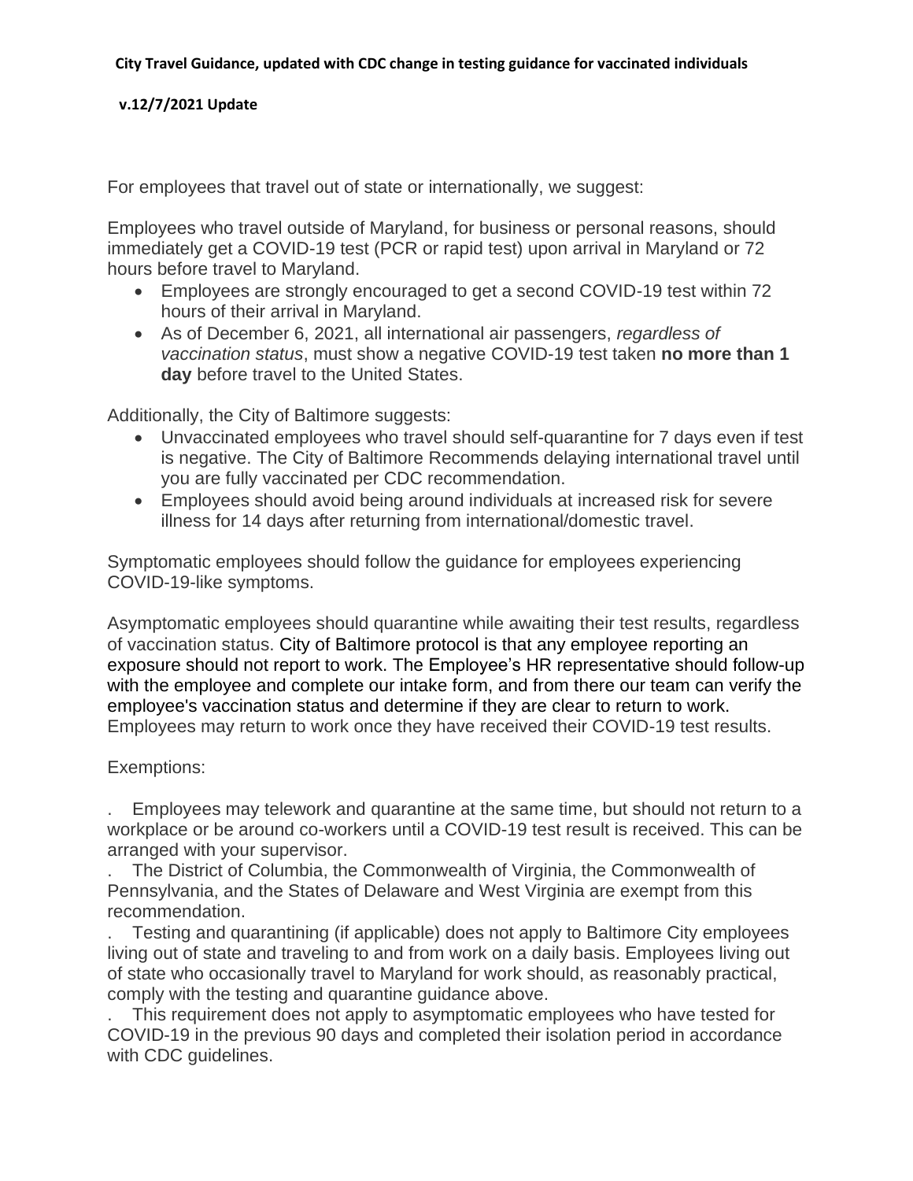**City Travel Guidance, updated with CDC change in testing guidance for vaccinated individuals**

**v.12/7/2021 Update**

For employees that travel out of state or internationally, we suggest:

Employees who travel outside of Maryland, for business or personal reasons, should immediately get a COVID-19 test (PCR or rapid test) upon arrival in Maryland or 72 hours before travel to Maryland.

- Employees are strongly encouraged to get a second COVID-19 test within 72 hours of their arrival in Maryland.
- As of December 6, 2021, all international air passengers, *regardless of vaccination status*, must show a negative COVID-19 test taken **no more than 1 day** before travel to the United States.

Additionally, the City of Baltimore suggests:

- Unvaccinated employees who travel should self-quarantine for 7 days even if test is negative. The City of Baltimore Recommends delaying international travel until you are fully vaccinated per CDC recommendation.
- Employees should avoid being around individuals at increased risk for severe illness for 14 days after returning from international/domestic travel.

Symptomatic employees should follow the guidance for employees experiencing COVID-19-like symptoms.

Asymptomatic employees should quarantine while awaiting their test results, regardless of vaccination status. City of Baltimore protocol is that any employee reporting an exposure should not report to work. The Employee's HR representative should follow-up with the employee and complete our intake form, and from there our team can verify the employee's vaccination status and determine if they are clear to return to work. Employees may return to work once they have received their COVID-19 test results.

Exemptions:

. Employees may telework and quarantine at the same time, but should not return to a workplace or be around co-workers until a COVID-19 test result is received. This can be arranged with your supervisor.

. The District of Columbia, the Commonwealth of Virginia, the Commonwealth of Pennsylvania, and the States of Delaware and West Virginia are exempt from this recommendation.

. Testing and quarantining (if applicable) does not apply to Baltimore City employees living out of state and traveling to and from work on a daily basis. Employees living out of state who occasionally travel to Maryland for work should, as reasonably practical, comply with the testing and quarantine guidance above.

. This requirement does not apply to asymptomatic employees who have tested for COVID-19 in the previous 90 days and completed their isolation period in accordance with CDC guidelines.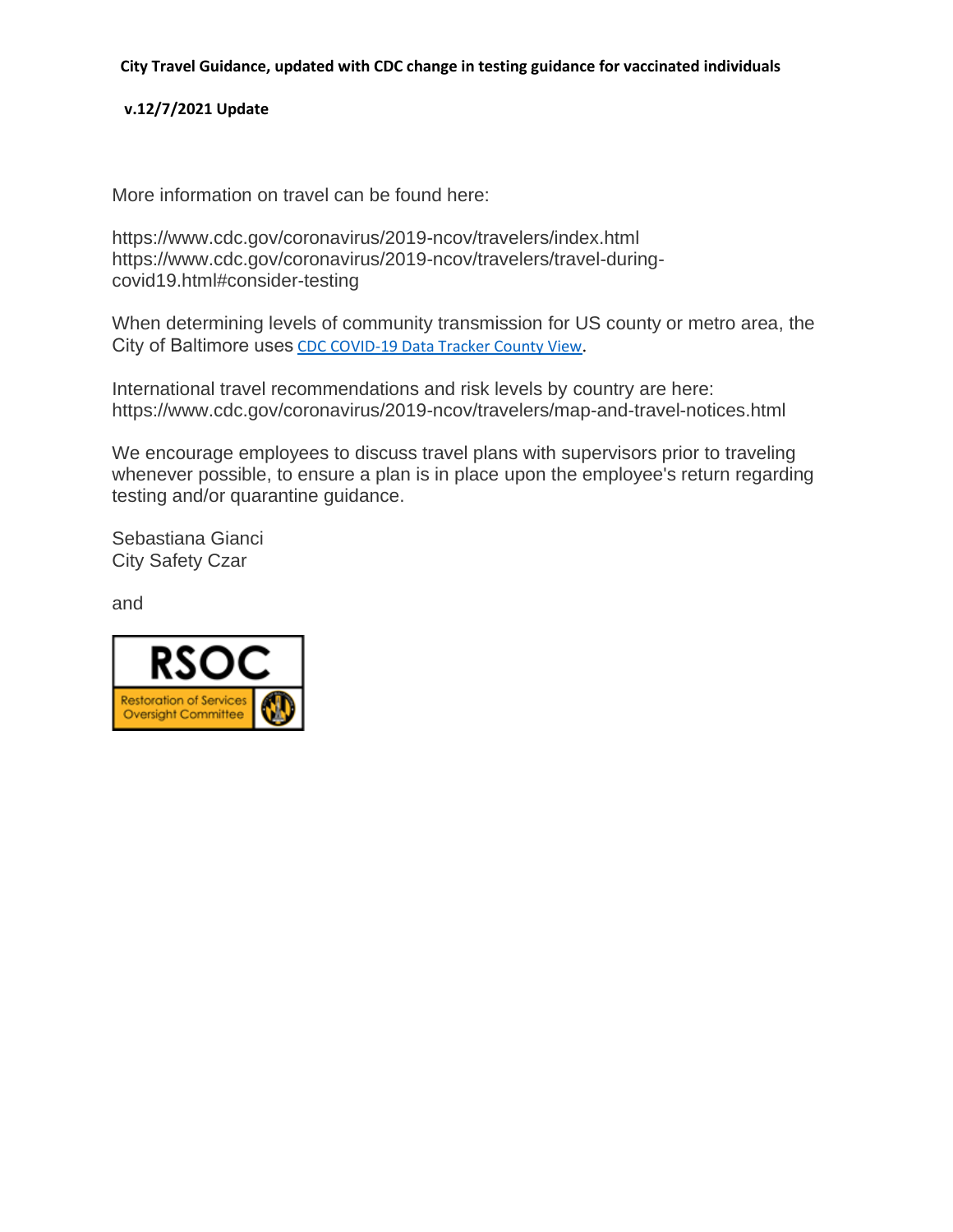**City Travel Guidance, updated with CDC change in testing guidance for vaccinated individuals**

**v.12/7/2021 Update**

More information on travel can be found here:

https://www.cdc.gov/coronavirus/2019-ncov/travelers/index.html
https://www.cdc.gov/coronavirus/2019-ncov/travelers/travel-during-covid19.html#consider-testing

When determining levels of community transmission for US county or metro area, the City of Baltimore uses CDC COVID-19 Data Tracker County View.

International travel recommendations and risk levels by country are here:
https://www.cdc.gov/coronavirus/2019-ncov/travelers/map-and-travel-notices.html

We encourage employees to discuss travel plans with supervisors prior to traveling whenever possible, to ensure a plan is in place upon the employee's return regarding testing and/or quarantine guidance.

Sebastiana Gianci
City Safety Czar

and

RSOC
Restoration of Services Oversight Committee